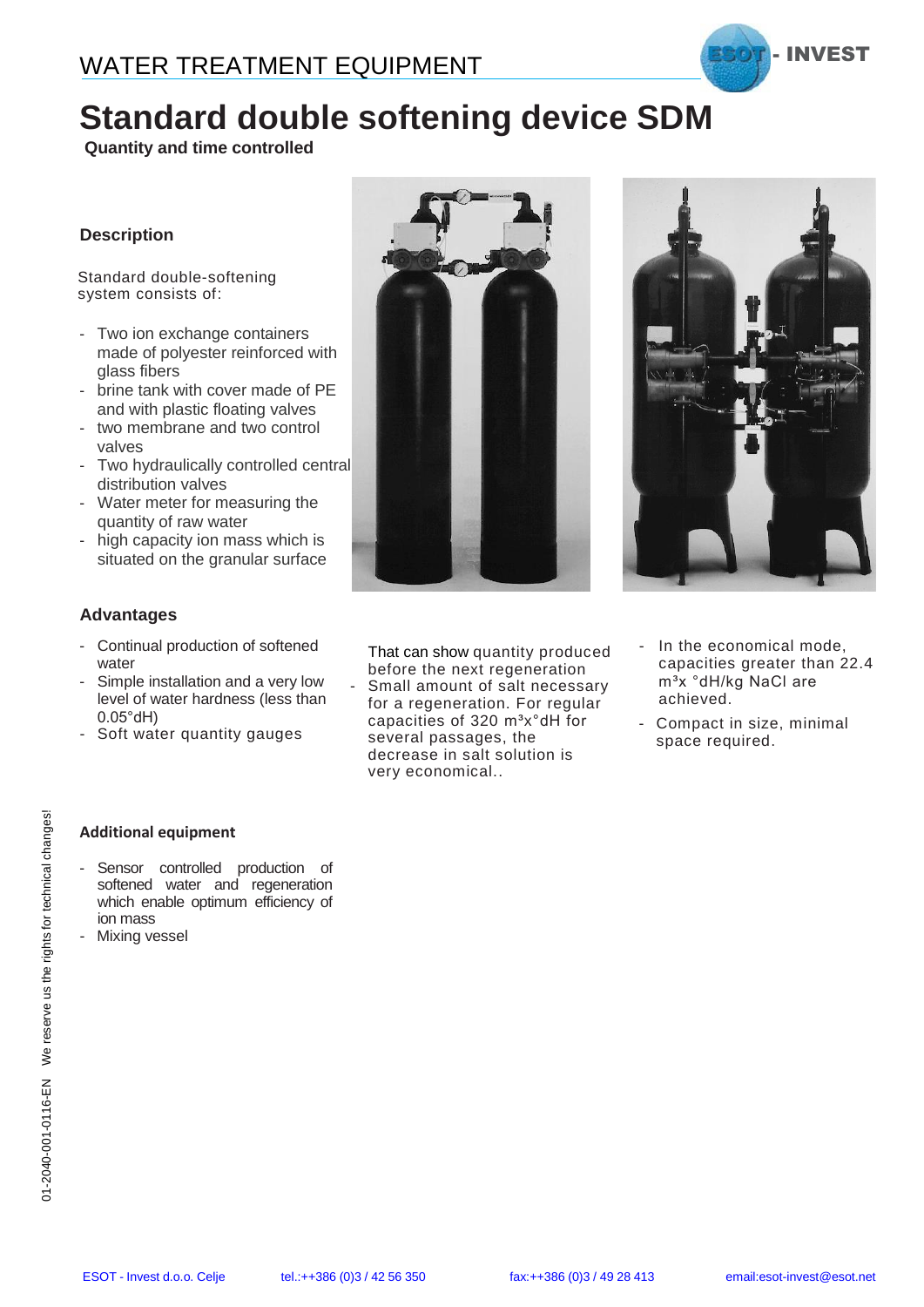# Standard double softening device SDM

**Quantity and time controlled**

WATER TREATMENT EQUIPMENT

### Description

Standard double-softening system consists of:

- Two ion exchange containers made of polyester reinforced with glass fibers
- brine tank with cover made of PE and with plastic floating valves
- two membrane and two control valves
- Two hydraulically controlled central distribution valves
- Water meter for measuring the quantity of raw water
- high capacity ion mass which is situated on the granular surface

### Advantages

- Continual production of softened water
- Simple installation and a very low level of water hardness (less than 0.05°dH)
- Soft water quantity gauges

That can show quantity produced before the next regeneration

- Small amount of salt necessary for a regeneration. For regular capacities of 320 m³x°dH for several passages, the decrease in salt solution is very economical..
- In the economical mode, capacities greater than 22.4 m³x °dH/kg NaCl are achieved.
- Compact in size, minimal space required.

### Additional equipment

- Sensor controlled production of softened water and regeneration which enable optimum efficiency of ion mass
- Mixing vessel

01-2040-001-0116-EN We reserve us the rights for technical changes!

ESOT - Invest d.o.o. Celje tel.:++386 (0)3 / 42 56 350 fax:++386 (0)3 / 49 28 413 email:esot-invest@esot.net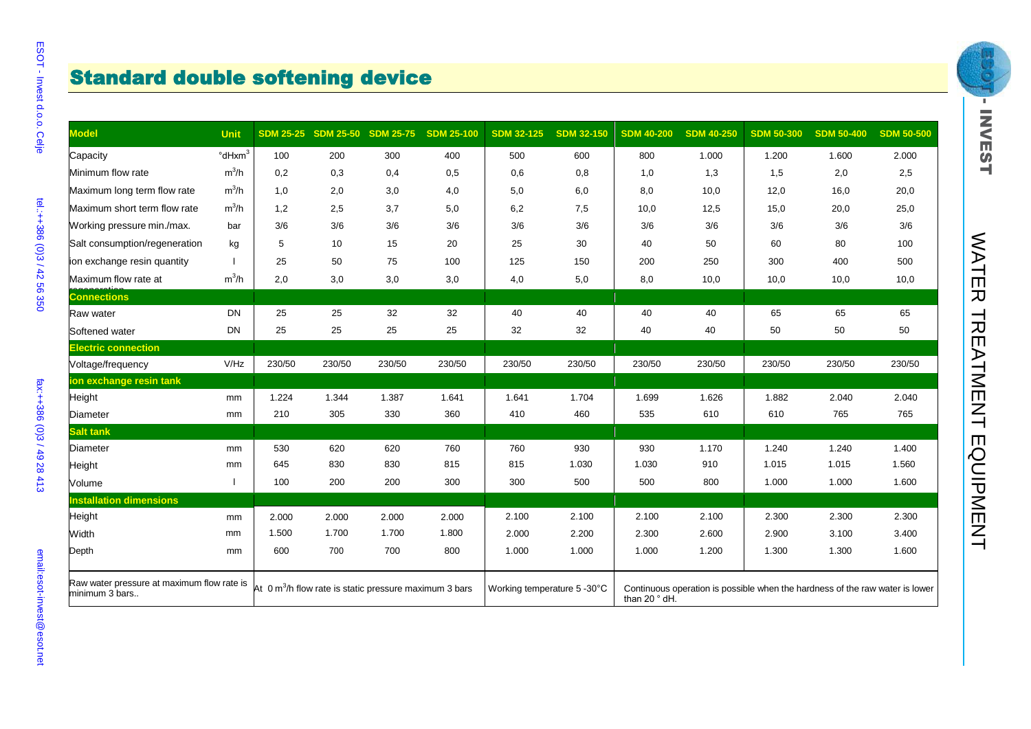## Standard double softening device

| Model | Unit | SDM 25-25 | SDM 25-50 | SDM 25-75 | SDM 25-100 | SDM 32-125 | SDM 32-150 | SDM 40-200 | SDM 40-250 | SDM 50-300 | SDM 50-400 | SDM 50-500 |
|---|---|---|---|---|---|---|---|---|---|---|---|---|
| Capacity | °dHxm$^3$ | 100 | 200 | 300 | 400 | 500 | 600 | 800 | 1.000 | 1.200 | 1.600 | 2.000 |
| Minimum flow rate | m$^3$/h | 0,2 | 0,3 | 0,4 | 0,5 | 0,6 | 0,8 | 1,0 | 1,3 | 1,5 | 2,0 | 2,5 |
| Maximum long term flow rate | m$^3$/h | 1,0 | 2,0 | 3,0 | 4,0 | 5,0 | 6,0 | 8,0 | 10,0 | 12,0 | 16,0 | 20,0 |
| Maximum short term flow rate | m$^3$/h | 1,2 | 2,5 | 3,7 | 5,0 | 6,2 | 7,5 | 10,0 | 12,5 | 15,0 | 20,0 | 25,0 |
| Working pressure min./max. | bar | 3/6 | 3/6 | 3/6 | 3/6 | 3/6 | 3/6 | 3/6 | 3/6 | 3/6 | 3/6 | 3/6 |
| Salt consumption/regeneration | kg | 5 | 10 | 15 | 20 | 25 | 30 | 40 | 50 | 60 | 80 | 100 |
| ion exchange resin quantity | l | 25 | 50 | 75 | 100 | 125 | 150 | 200 | 250 | 300 | 400 | 500 |
| Maximum flow rate at regeneration | m$^3$/h | 2,0 | 3,0 | 3,0 | 3,0 | 4,0 | 5,0 | 8,0 | 10,0 | 10,0 | 10,0 | 10,0 |
| **Connections** | | | | | | | | | | | | |
| Raw water | DN | 25 | 25 | 32 | 32 | 40 | 40 | 40 | 40 | 65 | 65 | 65 |
| Softened water | DN | 25 | 25 | 25 | 25 | 32 | 32 | 40 | 40 | 50 | 50 | 50 |
| **Electric connection** | | | | | | | | | | | | |
| Voltage/frequency | V/Hz | 230/50 | 230/50 | 230/50 | 230/50 | 230/50 | 230/50 | 230/50 | 230/50 | 230/50 | 230/50 | 230/50 |
| **ion exchange resin tank** | | | | | | | | | | | | |
| Height | mm | 1.224 | 1.344 | 1.387 | 1.641 | 1.641 | 1.704 | 1.699 | 1.626 | 1.882 | 2.040 | 2.040 |
| Diameter | mm | 210 | 305 | 330 | 360 | 410 | 460 | 535 | 610 | 610 | 765 | 765 |
| **Salt tank** | | | | | | | | | | | | |
| Diameter | mm | 530 | 620 | 620 | 760 | 760 | 930 | 930 | 1.170 | 1.240 | 1.240 | 1.400 |
| Height | mm | 645 | 830 | 830 | 815 | 815 | 1.030 | 1.030 | 910 | 1.015 | 1.015 | 1.560 |
| Volume | l | 100 | 200 | 200 | 300 | 300 | 500 | 500 | 800 | 1.000 | 1.000 | 1.600 |
| **Installation dimensions** | | | | | | | | | | | | |
| Height | mm | 2.000 | 2.000 | 2.000 | 2.000 | 2.100 | 2.100 | 2.100 | 2.100 | 2.300 | 2.300 | 2.300 |
| Width | mm | 1.500 | 1.700 | 1.700 | 1.800 | 2.000 | 2.200 | 2.300 | 2.600 | 2.900 | 3.100 | 3.400 |
| Depth | mm | 600 | 700 | 700 | 800 | 1.000 | 1.000 | 1.000 | 1.200 | 1.300 | 1.300 | 1.600 |

Raw water pressure at maximum flow rate is minimum 3 bars..

At 0 m$^3$/h flow rate is static pressure maximum 3 bars

Working temperature 5 -30°C

Continuous operation is possible when the hardness of the raw water is lower than 20 ° dH.

ESOT - Invest d.o.o. Celje tel.:++386 (0)3 / 42 56 350 fax:++386 (0)3 / 49 28 413 email:esot-invest@esot.net

ESOT - INVEST WATER TREATMENT EQUIPMENT